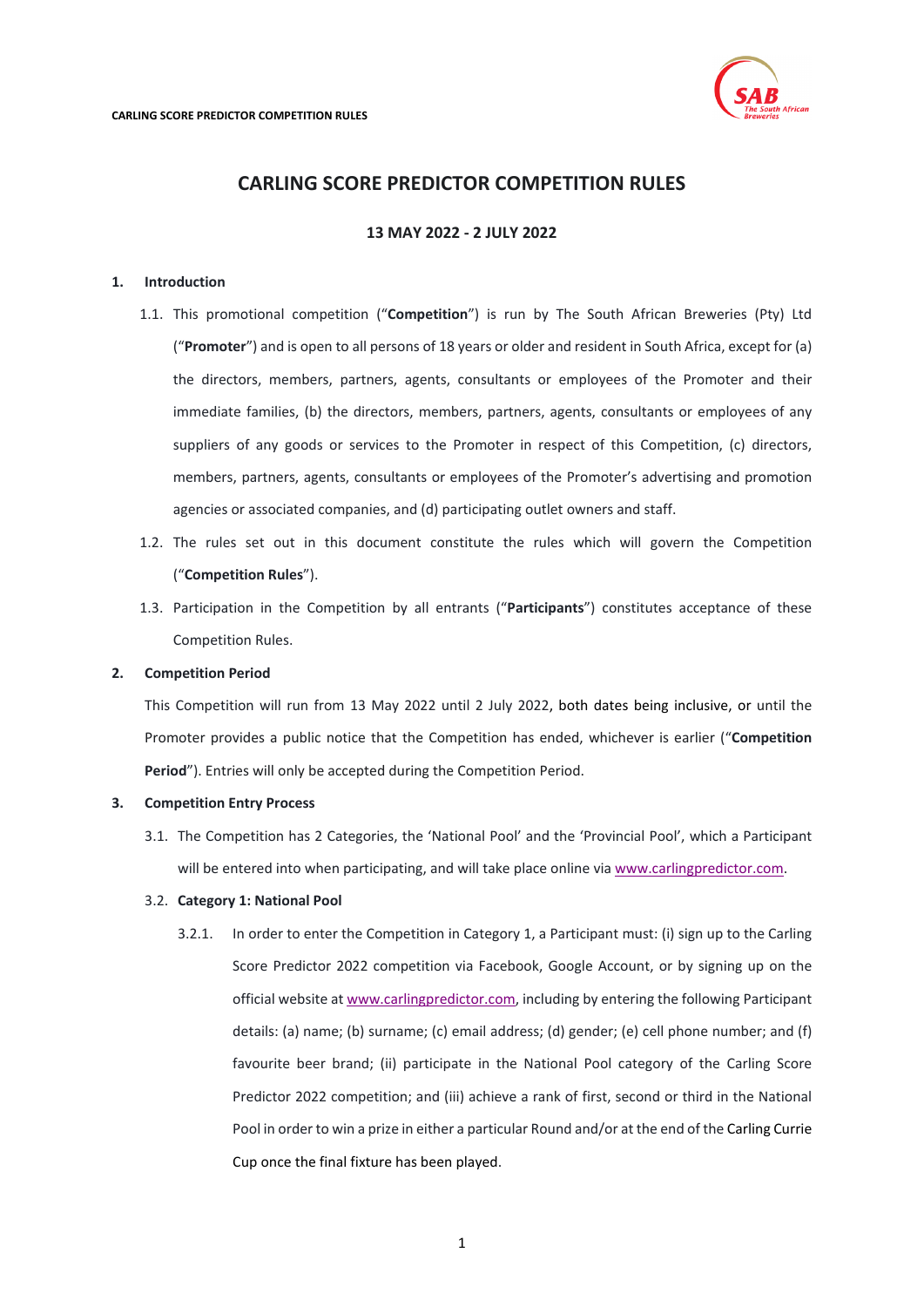# CARLING SCORE PREDICTOR COMPETITION RULES

**13 MAY 2022 - 2 JULY 2022**

## 1. Introduction

1.1. This promotional competition ("**Competition**") is run by The South African Breweries (Pty) Ltd ("**Promoter**") and is open to all persons of 18 years or older and resident in South Africa, except for (a) the directors, members, partners, agents, consultants or employees of the Promoter and their immediate families, (b) the directors, members, partners, agents, consultants or employees of any suppliers of any goods or services to the Promoter in respect of this Competition, (c) directors, members, partners, agents, consultants or employees of the Promoter's advertising and promotion agencies or associated companies, and (d) participating outlet owners and staff.

1.2. The rules set out in this document constitute the rules which will govern the Competition ("**Competition Rules**").

1.3. Participation in the Competition by all entrants ("**Participants**") constitutes acceptance of these Competition Rules.

## 2. Competition Period

This Competition will run from 13 May 2022 until 2 July 2022, both dates being inclusive, or until the Promoter provides a public notice that the Competition has ended, whichever is earlier ("**Competition Period**"). Entries will only be accepted during the Competition Period.

## 3. Competition Entry Process

3.1. The Competition has 2 Categories, the 'National Pool' and the 'Provincial Pool', which a Participant will be entered into when participating, and will take place online via www.carlingpredictor.com.

3.2. **Category 1: National Pool**

3.2.1. In order to enter the Competition in Category 1, a Participant must: (i) sign up to the Carling Score Predictor 2022 competition via Facebook, Google Account, or by signing up on the official website at www.carlingpredictor.com, including by entering the following Participant details: (a) name; (b) surname; (c) email address; (d) gender; (e) cell phone number; and (f) favourite beer brand; (ii) participate in the National Pool category of the Carling Score Predictor 2022 competition; and (iii) achieve a rank of first, second or third in the National Pool in order to win a prize in either a particular Round and/or at the end of the Carling Currie Cup once the final fixture has been played.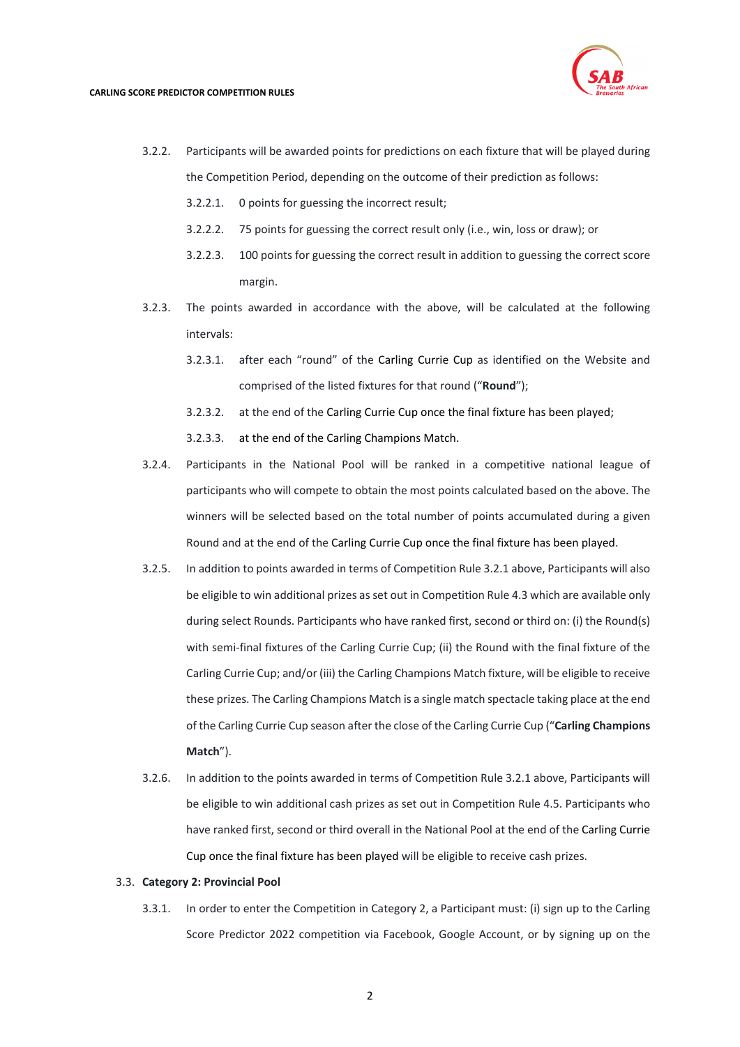3.2.2. Participants will be awarded points for predictions on each fixture that will be played during the Competition Period, depending on the outcome of their prediction as follows:

3.2.2.1. 0 points for guessing the incorrect result;

3.2.2.2. 75 points for guessing the correct result only (i.e., win, loss or draw); or

3.2.2.3. 100 points for guessing the correct result in addition to guessing the correct score margin.

3.2.3. The points awarded in accordance with the above, will be calculated at the following intervals:

3.2.3.1. after each "round" of the Carling Currie Cup as identified on the Website and comprised of the listed fixtures for that round ("**Round**");

3.2.3.2. at the end of the Carling Currie Cup once the final fixture has been played;

3.2.3.3. at the end of the Carling Champions Match.

3.2.4. Participants in the National Pool will be ranked in a competitive national league of participants who will compete to obtain the most points calculated based on the above. The winners will be selected based on the total number of points accumulated during a given Round and at the end of the Carling Currie Cup once the final fixture has been played.

3.2.5. In addition to points awarded in terms of Competition Rule 3.2.1 above, Participants will also be eligible to win additional prizes as set out in Competition Rule 4.3 which are available only during select Rounds. Participants who have ranked first, second or third on: (i) the Round(s) with semi-final fixtures of the Carling Currie Cup; (ii) the Round with the final fixture of the Carling Currie Cup; and/or (iii) the Carling Champions Match fixture, will be eligible to receive these prizes. The Carling Champions Match is a single match spectacle taking place at the end of the Carling Currie Cup season after the close of the Carling Currie Cup ("**Carling Champions Match**").

3.2.6. In addition to the points awarded in terms of Competition Rule 3.2.1 above, Participants will be eligible to win additional cash prizes as set out in Competition Rule 4.5. Participants who have ranked first, second or third overall in the National Pool at the end of the Carling Currie Cup once the final fixture has been played will be eligible to receive cash prizes.

3.3. **Category 2: Provincial Pool**

3.3.1. In order to enter the Competition in Category 2, a Participant must: (i) sign up to the Carling Score Predictor 2022 competition via Facebook, Google Account, or by signing up on the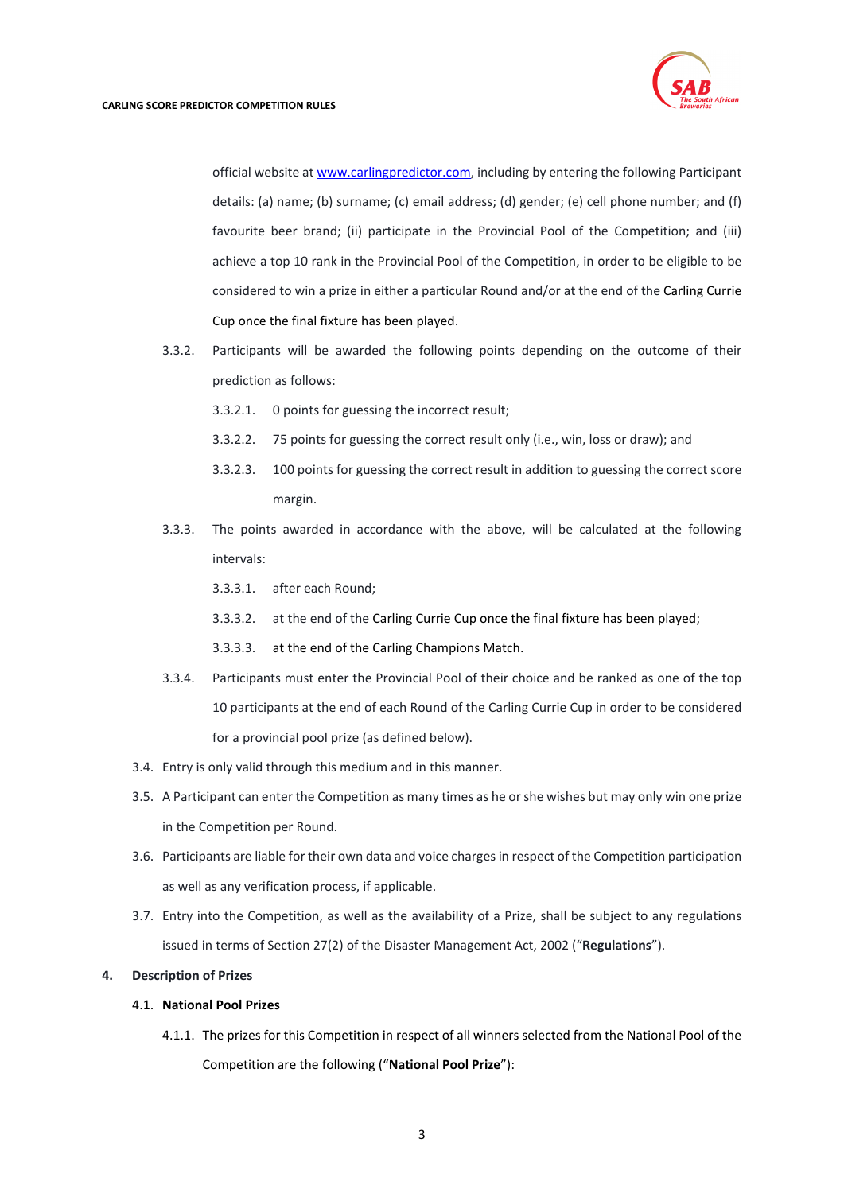official website at www.carlingpredictor.com, including by entering the following Participant details: (a) name; (b) surname; (c) email address; (d) gender; (e) cell phone number; and (f) favourite beer brand; (ii) participate in the Provincial Pool of the Competition; and (iii) achieve a top 10 rank in the Provincial Pool of the Competition, in order to be eligible to be considered to win a prize in either a particular Round and/or at the end of the Carling Currie Cup once the final fixture has been played.

3.3.2. Participants will be awarded the following points depending on the outcome of their prediction as follows:

3.3.2.1. 0 points for guessing the incorrect result;

3.3.2.2. 75 points for guessing the correct result only (i.e., win, loss or draw); and

3.3.2.3. 100 points for guessing the correct result in addition to guessing the correct score margin.

3.3.3. The points awarded in accordance with the above, will be calculated at the following intervals:

3.3.3.1. after each Round;

3.3.3.2. at the end of the Carling Currie Cup once the final fixture has been played;

3.3.3.3. at the end of the Carling Champions Match.

3.3.4. Participants must enter the Provincial Pool of their choice and be ranked as one of the top 10 participants at the end of each Round of the Carling Currie Cup in order to be considered for a provincial pool prize (as defined below).

3.4. Entry is only valid through this medium and in this manner.

3.5. A Participant can enter the Competition as many times as he or she wishes but may only win one prize in the Competition per Round.

3.6. Participants are liable for their own data and voice charges in respect of the Competition participation as well as any verification process, if applicable.

3.7. Entry into the Competition, as well as the availability of a Prize, shall be subject to any regulations issued in terms of Section 27(2) of the Disaster Management Act, 2002 ("**Regulations**").

## 4. Description of Prizes

### 4.1. National Pool Prizes

4.1.1. The prizes for this Competition in respect of all winners selected from the National Pool of the Competition are the following ("**National Pool Prize**"):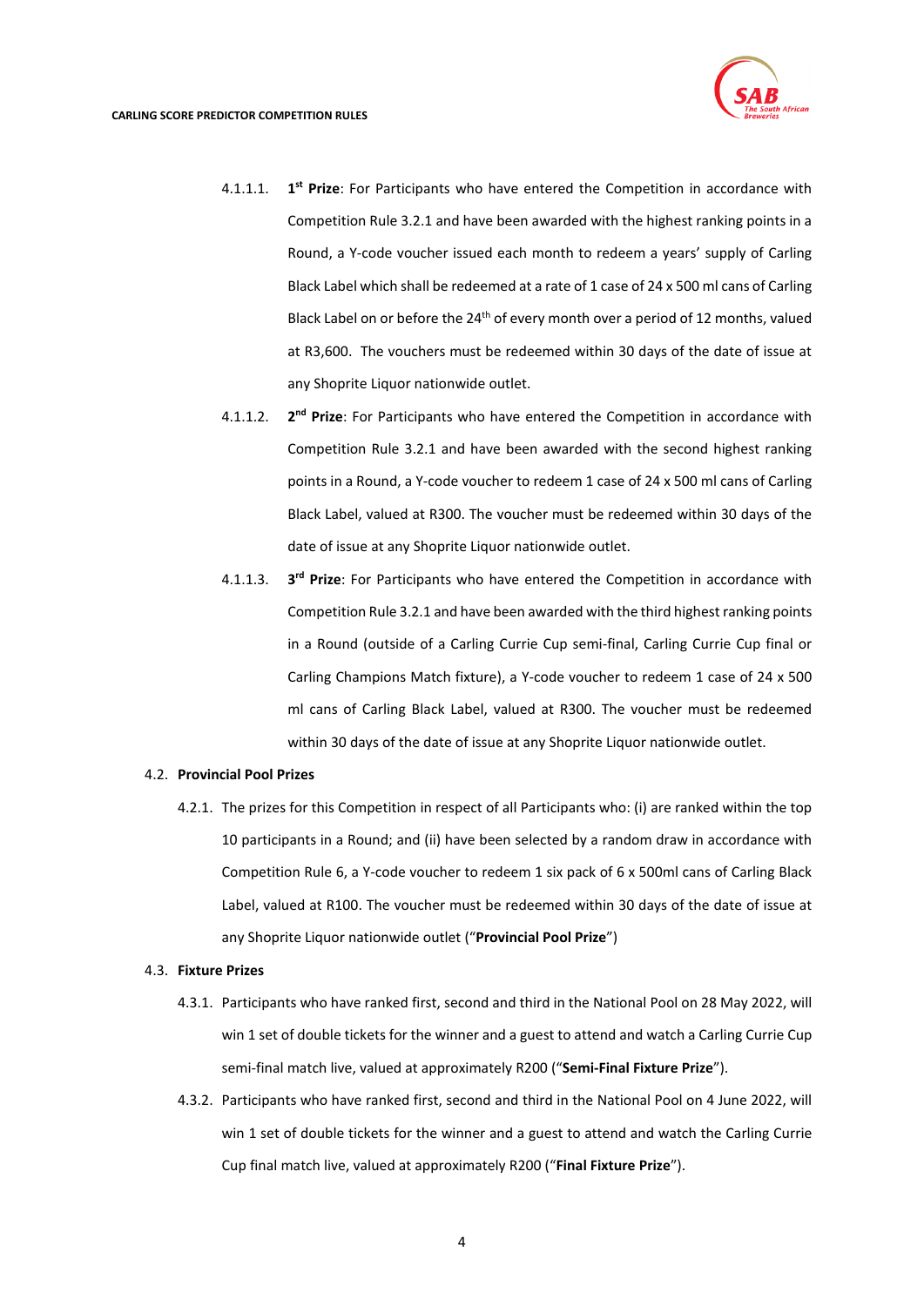4.1.1.1. **1st Prize**: For Participants who have entered the Competition in accordance with Competition Rule 3.2.1 and have been awarded with the highest ranking points in a Round, a Y-code voucher issued each month to redeem a years' supply of Carling Black Label which shall be redeemed at a rate of 1 case of 24 x 500 ml cans of Carling Black Label on or before the 24th of every month over a period of 12 months, valued at R3,600. The vouchers must be redeemed within 30 days of the date of issue at any Shoprite Liquor nationwide outlet.

4.1.1.2. **2nd Prize**: For Participants who have entered the Competition in accordance with Competition Rule 3.2.1 and have been awarded with the second highest ranking points in a Round, a Y-code voucher to redeem 1 case of 24 x 500 ml cans of Carling Black Label, valued at R300. The voucher must be redeemed within 30 days of the date of issue at any Shoprite Liquor nationwide outlet.

4.1.1.3. **3rd Prize**: For Participants who have entered the Competition in accordance with Competition Rule 3.2.1 and have been awarded with the third highest ranking points in a Round (outside of a Carling Currie Cup semi-final, Carling Currie Cup final or Carling Champions Match fixture), a Y-code voucher to redeem 1 case of 24 x 500 ml cans of Carling Black Label, valued at R300. The voucher must be redeemed within 30 days of the date of issue at any Shoprite Liquor nationwide outlet.

4.2. **Provincial Pool Prizes**

4.2.1. The prizes for this Competition in respect of all Participants who: (i) are ranked within the top 10 participants in a Round; and (ii) have been selected by a random draw in accordance with Competition Rule 6, a Y-code voucher to redeem 1 six pack of 6 x 500ml cans of Carling Black Label, valued at R100. The voucher must be redeemed within 30 days of the date of issue at any Shoprite Liquor nationwide outlet ("**Provincial Pool Prize**")

4.3. **Fixture Prizes**

4.3.1. Participants who have ranked first, second and third in the National Pool on 28 May 2022, will win 1 set of double tickets for the winner and a guest to attend and watch a Carling Currie Cup semi-final match live, valued at approximately R200 ("**Semi-Final Fixture Prize**").

4.3.2. Participants who have ranked first, second and third in the National Pool on 4 June 2022, will win 1 set of double tickets for the winner and a guest to attend and watch the Carling Currie Cup final match live, valued at approximately R200 ("**Final Fixture Prize**").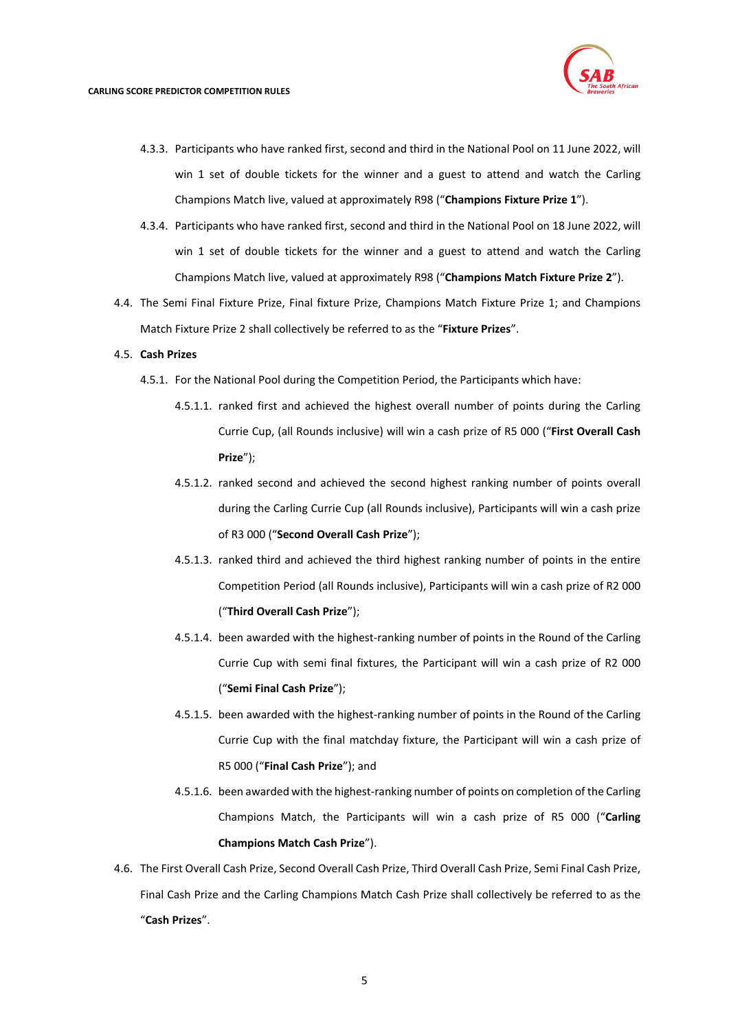4.3.3. Participants who have ranked first, second and third in the National Pool on 11 June 2022, will win 1 set of double tickets for the winner and a guest to attend and watch the Carling Champions Match live, valued at approximately R98 ("**Champions Fixture Prize 1**").

4.3.4. Participants who have ranked first, second and third in the National Pool on 18 June 2022, will win 1 set of double tickets for the winner and a guest to attend and watch the Carling Champions Match live, valued at approximately R98 ("**Champions Match Fixture Prize 2**").

4.4. The Semi Final Fixture Prize, Final fixture Prize, Champions Match Fixture Prize 1; and Champions Match Fixture Prize 2 shall collectively be referred to as the "**Fixture Prizes**".

4.5. **Cash Prizes**

4.5.1. For the National Pool during the Competition Period, the Participants which have:

4.5.1.1. ranked first and achieved the highest overall number of points during the Carling Currie Cup, (all Rounds inclusive) will win a cash prize of R5 000 ("**First Overall Cash Prize**");

4.5.1.2. ranked second and achieved the second highest ranking number of points overall during the Carling Currie Cup (all Rounds inclusive), Participants will win a cash prize of R3 000 ("**Second Overall Cash Prize**");

4.5.1.3. ranked third and achieved the third highest ranking number of points in the entire Competition Period (all Rounds inclusive), Participants will win a cash prize of R2 000 ("**Third Overall Cash Prize**");

4.5.1.4. been awarded with the highest-ranking number of points in the Round of the Carling Currie Cup with semi final fixtures, the Participant will win a cash prize of R2 000 ("**Semi Final Cash Prize**");

4.5.1.5. been awarded with the highest-ranking number of points in the Round of the Carling Currie Cup with the final matchday fixture, the Participant will win a cash prize of R5 000 ("**Final Cash Prize**"); and

4.5.1.6. been awarded with the highest-ranking number of points on completion of the Carling Champions Match, the Participants will win a cash prize of R5 000 ("**Carling Champions Match Cash Prize**").

4.6. The First Overall Cash Prize, Second Overall Cash Prize, Third Overall Cash Prize, Semi Final Cash Prize, Final Cash Prize and the Carling Champions Match Cash Prize shall collectively be referred to as the "**Cash Prizes**".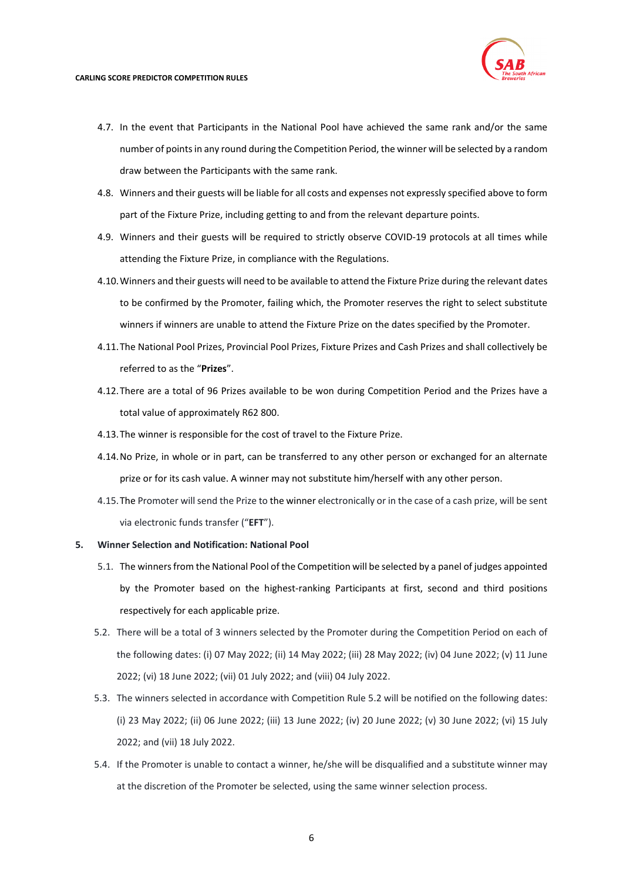4.7. In the event that Participants in the National Pool have achieved the same rank and/or the same number of points in any round during the Competition Period, the winner will be selected by a random draw between the Participants with the same rank.

4.8. Winners and their guests will be liable for all costs and expenses not expressly specified above to form part of the Fixture Prize, including getting to and from the relevant departure points.

4.9. Winners and their guests will be required to strictly observe COVID-19 protocols at all times while attending the Fixture Prize, in compliance with the Regulations.

4.10. Winners and their guests will need to be available to attend the Fixture Prize during the relevant dates to be confirmed by the Promoter, failing which, the Promoter reserves the right to select substitute winners if winners are unable to attend the Fixture Prize on the dates specified by the Promoter.

4.11. The National Pool Prizes, Provincial Pool Prizes, Fixture Prizes and Cash Prizes and shall collectively be referred to as the "**Prizes**".

4.12. There are a total of 96 Prizes available to be won during Competition Period and the Prizes have a total value of approximately R62 800.

4.13. The winner is responsible for the cost of travel to the Fixture Prize.

4.14. No Prize, in whole or in part, can be transferred to any other person or exchanged for an alternate prize or for its cash value. A winner may not substitute him/herself with any other person.

4.15. The Promoter will send the Prize to the winner electronically or in the case of a cash prize, will be sent via electronic funds transfer ("**EFT**").

**5. Winner Selection and Notification: National Pool**

5.1. The winners from the National Pool of the Competition will be selected by a panel of judges appointed by the Promoter based on the highest-ranking Participants at first, second and third positions respectively for each applicable prize.

5.2. There will be a total of 3 winners selected by the Promoter during the Competition Period on each of the following dates: (i) 07 May 2022; (ii) 14 May 2022; (iii) 28 May 2022; (iv) 04 June 2022; (v) 11 June 2022; (vi) 18 June 2022; (vii) 01 July 2022; and (viii) 04 July 2022.

5.3. The winners selected in accordance with Competition Rule 5.2 will be notified on the following dates: (i) 23 May 2022; (ii) 06 June 2022; (iii) 13 June 2022; (iv) 20 June 2022; (v) 30 June 2022; (vi) 15 July 2022; and (vii) 18 July 2022.

5.4. If the Promoter is unable to contact a winner, he/she will be disqualified and a substitute winner may at the discretion of the Promoter be selected, using the same winner selection process.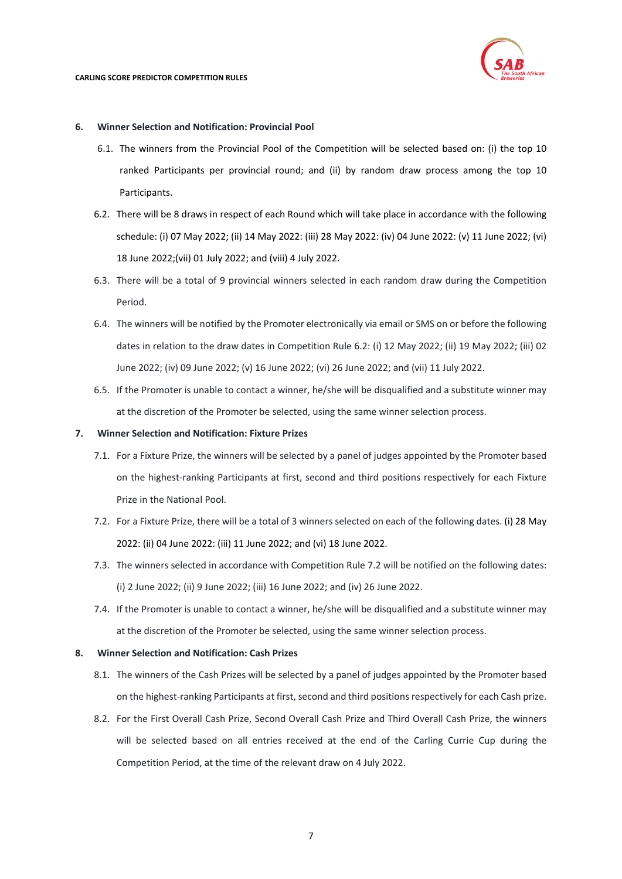## 6. Winner Selection and Notification: Provincial Pool

6.1. The winners from the Provincial Pool of the Competition will be selected based on: (i) the top 10 ranked Participants per provincial round; and (ii) by random draw process among the top 10 Participants.

6.2. There will be 8 draws in respect of each Round which will take place in accordance with the following schedule: (i) 07 May 2022; (ii) 14 May 2022: (iii) 28 May 2022: (iv) 04 June 2022: (v) 11 June 2022; (vi) 18 June 2022;(vii) 01 July 2022; and (viii) 4 July 2022.

6.3. There will be a total of 9 provincial winners selected in each random draw during the Competition Period.

6.4. The winners will be notified by the Promoter electronically via email or SMS on or before the following dates in relation to the draw dates in Competition Rule 6.2: (i) 12 May 2022; (ii) 19 May 2022; (iii) 02 June 2022; (iv) 09 June 2022; (v) 16 June 2022; (vi) 26 June 2022; and (vii) 11 July 2022.

6.5. If the Promoter is unable to contact a winner, he/she will be disqualified and a substitute winner may at the discretion of the Promoter be selected, using the same winner selection process.

## 7. Winner Selection and Notification: Fixture Prizes

7.1. For a Fixture Prize, the winners will be selected by a panel of judges appointed by the Promoter based on the highest-ranking Participants at first, second and third positions respectively for each Fixture Prize in the National Pool.

7.2. For a Fixture Prize, there will be a total of 3 winners selected on each of the following dates. (i) 28 May 2022: (ii) 04 June 2022: (iii) 11 June 2022; and (vi) 18 June 2022.

7.3. The winners selected in accordance with Competition Rule 7.2 will be notified on the following dates: (i) 2 June 2022; (ii) 9 June 2022; (iii) 16 June 2022; and (iv) 26 June 2022.

7.4. If the Promoter is unable to contact a winner, he/she will be disqualified and a substitute winner may at the discretion of the Promoter be selected, using the same winner selection process.

## 8. Winner Selection and Notification: Cash Prizes

8.1. The winners of the Cash Prizes will be selected by a panel of judges appointed by the Promoter based on the highest-ranking Participants at first, second and third positions respectively for each Cash prize.

8.2. For the First Overall Cash Prize, Second Overall Cash Prize and Third Overall Cash Prize, the winners will be selected based on all entries received at the end of the Carling Currie Cup during the Competition Period, at the time of the relevant draw on 4 July 2022.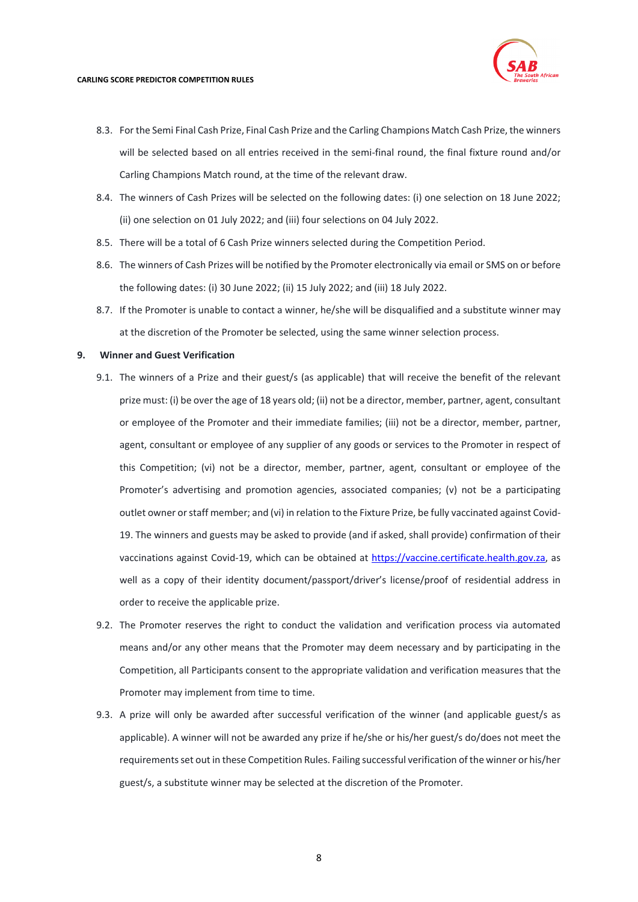8.3. For the Semi Final Cash Prize, Final Cash Prize and the Carling Champions Match Cash Prize, the winners will be selected based on all entries received in the semi-final round, the final fixture round and/or Carling Champions Match round, at the time of the relevant draw.

8.4. The winners of Cash Prizes will be selected on the following dates: (i) one selection on 18 June 2022; (ii) one selection on 01 July 2022; and (iii) four selections on 04 July 2022.

8.5. There will be a total of 6 Cash Prize winners selected during the Competition Period.

8.6. The winners of Cash Prizes will be notified by the Promoter electronically via email or SMS on or before the following dates: (i) 30 June 2022; (ii) 15 July 2022; and (iii) 18 July 2022.

8.7. If the Promoter is unable to contact a winner, he/she will be disqualified and a substitute winner may at the discretion of the Promoter be selected, using the same winner selection process.

**9. Winner and Guest Verification**

9.1. The winners of a Prize and their guest/s (as applicable) that will receive the benefit of the relevant prize must: (i) be over the age of 18 years old; (ii) not be a director, member, partner, agent, consultant or employee of the Promoter and their immediate families; (iii) not be a director, member, partner, agent, consultant or employee of any supplier of any goods or services to the Promoter in respect of this Competition; (vi) not be a director, member, partner, agent, consultant or employee of the Promoter's advertising and promotion agencies, associated companies; (v) not be a participating outlet owner or staff member; and (vi) in relation to the Fixture Prize, be fully vaccinated against Covid-19. The winners and guests may be asked to provide (and if asked, shall provide) confirmation of their vaccinations against Covid-19, which can be obtained at [https://vaccine.certificate.health.gov.za](https://vaccine.certificate.health.gov.za), as well as a copy of their identity document/passport/driver's license/proof of residential address in order to receive the applicable prize.

9.2. The Promoter reserves the right to conduct the validation and verification process via automated means and/or any other means that the Promoter may deem necessary and by participating in the Competition, all Participants consent to the appropriate validation and verification measures that the Promoter may implement from time to time.

9.3. A prize will only be awarded after successful verification of the winner (and applicable guest/s as applicable). A winner will not be awarded any prize if he/she or his/her guest/s do/does not meet the requirements set out in these Competition Rules. Failing successful verification of the winner or his/her guest/s, a substitute winner may be selected at the discretion of the Promoter.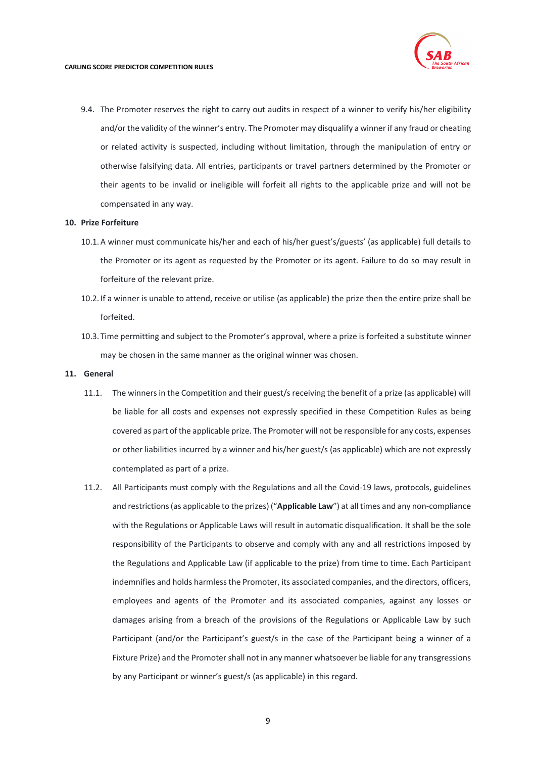9.4. The Promoter reserves the right to carry out audits in respect of a winner to verify his/her eligibility and/or the validity of the winner's entry. The Promoter may disqualify a winner if any fraud or cheating or related activity is suspected, including without limitation, through the manipulation of entry or otherwise falsifying data. All entries, participants or travel partners determined by the Promoter or their agents to be invalid or ineligible will forfeit all rights to the applicable prize and will not be compensated in any way.

## 10. Prize Forfeiture

10.1. A winner must communicate his/her and each of his/her guest's/guests' (as applicable) full details to the Promoter or its agent as requested by the Promoter or its agent. Failure to do so may result in forfeiture of the relevant prize.

10.2. If a winner is unable to attend, receive or utilise (as applicable) the prize then the entire prize shall be forfeited.

10.3. Time permitting and subject to the Promoter's approval, where a prize is forfeited a substitute winner may be chosen in the same manner as the original winner was chosen.

## 11. General

11.1. The winners in the Competition and their guest/s receiving the benefit of a prize (as applicable) will be liable for all costs and expenses not expressly specified in these Competition Rules as being covered as part of the applicable prize. The Promoter will not be responsible for any costs, expenses or other liabilities incurred by a winner and his/her guest/s (as applicable) which are not expressly contemplated as part of a prize.

11.2. All Participants must comply with the Regulations and all the Covid-19 laws, protocols, guidelines and restrictions (as applicable to the prizes) ("**Applicable Law**") at all times and any non-compliance with the Regulations or Applicable Laws will result in automatic disqualification. It shall be the sole responsibility of the Participants to observe and comply with any and all restrictions imposed by the Regulations and Applicable Law (if applicable to the prize) from time to time. Each Participant indemnifies and holds harmless the Promoter, its associated companies, and the directors, officers, employees and agents of the Promoter and its associated companies, against any losses or damages arising from a breach of the provisions of the Regulations or Applicable Law by such Participant (and/or the Participant's guest/s in the case of the Participant being a winner of a Fixture Prize) and the Promoter shall not in any manner whatsoever be liable for any transgressions by any Participant or winner's guest/s (as applicable) in this regard.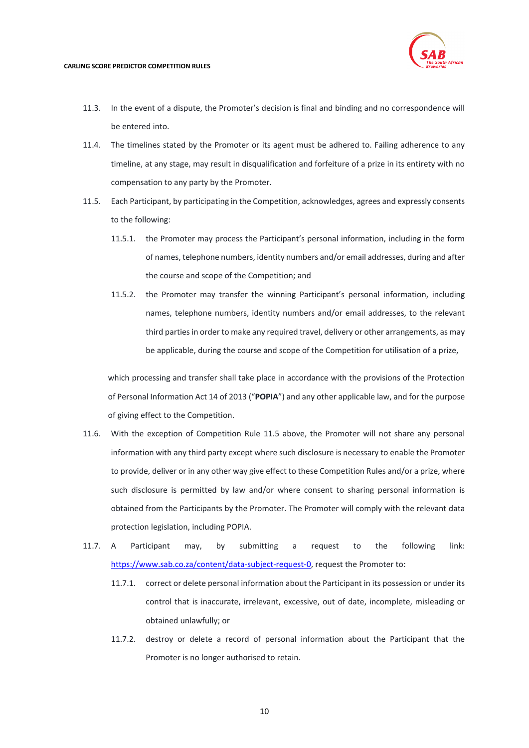11.3. In the event of a dispute, the Promoter's decision is final and binding and no correspondence will be entered into.

11.4. The timelines stated by the Promoter or its agent must be adhered to. Failing adherence to any timeline, at any stage, may result in disqualification and forfeiture of a prize in its entirety with no compensation to any party by the Promoter.

11.5. Each Participant, by participating in the Competition, acknowledges, agrees and expressly consents to the following:

  11.5.1. the Promoter may process the Participant's personal information, including in the form of names, telephone numbers, identity numbers and/or email addresses, during and after the course and scope of the Competition; and

  11.5.2. the Promoter may transfer the winning Participant's personal information, including names, telephone numbers, identity numbers and/or email addresses, to the relevant third parties in order to make any required travel, delivery or other arrangements, as may be applicable, during the course and scope of the Competition for utilisation of a prize,

which processing and transfer shall take place in accordance with the provisions of the Protection of Personal Information Act 14 of 2013 ("**POPIA**") and any other applicable law, and for the purpose of giving effect to the Competition.

11.6. With the exception of Competition Rule 11.5 above, the Promoter will not share any personal information with any third party except where such disclosure is necessary to enable the Promoter to provide, deliver or in any other way give effect to these Competition Rules and/or a prize, where such disclosure is permitted by law and/or where consent to sharing personal information is obtained from the Participants by the Promoter. The Promoter will comply with the relevant data protection legislation, including POPIA.

11.7. A Participant may, by submitting a request to the following link: [https://www.sab.co.za/content/data-subject-request-0](https://www.sab.co.za/content/data-subject-request-0), request the Promoter to:

  11.7.1. correct or delete personal information about the Participant in its possession or under its control that is inaccurate, irrelevant, excessive, out of date, incomplete, misleading or obtained unlawfully; or

  11.7.2. destroy or delete a record of personal information about the Participant that the Promoter is no longer authorised to retain.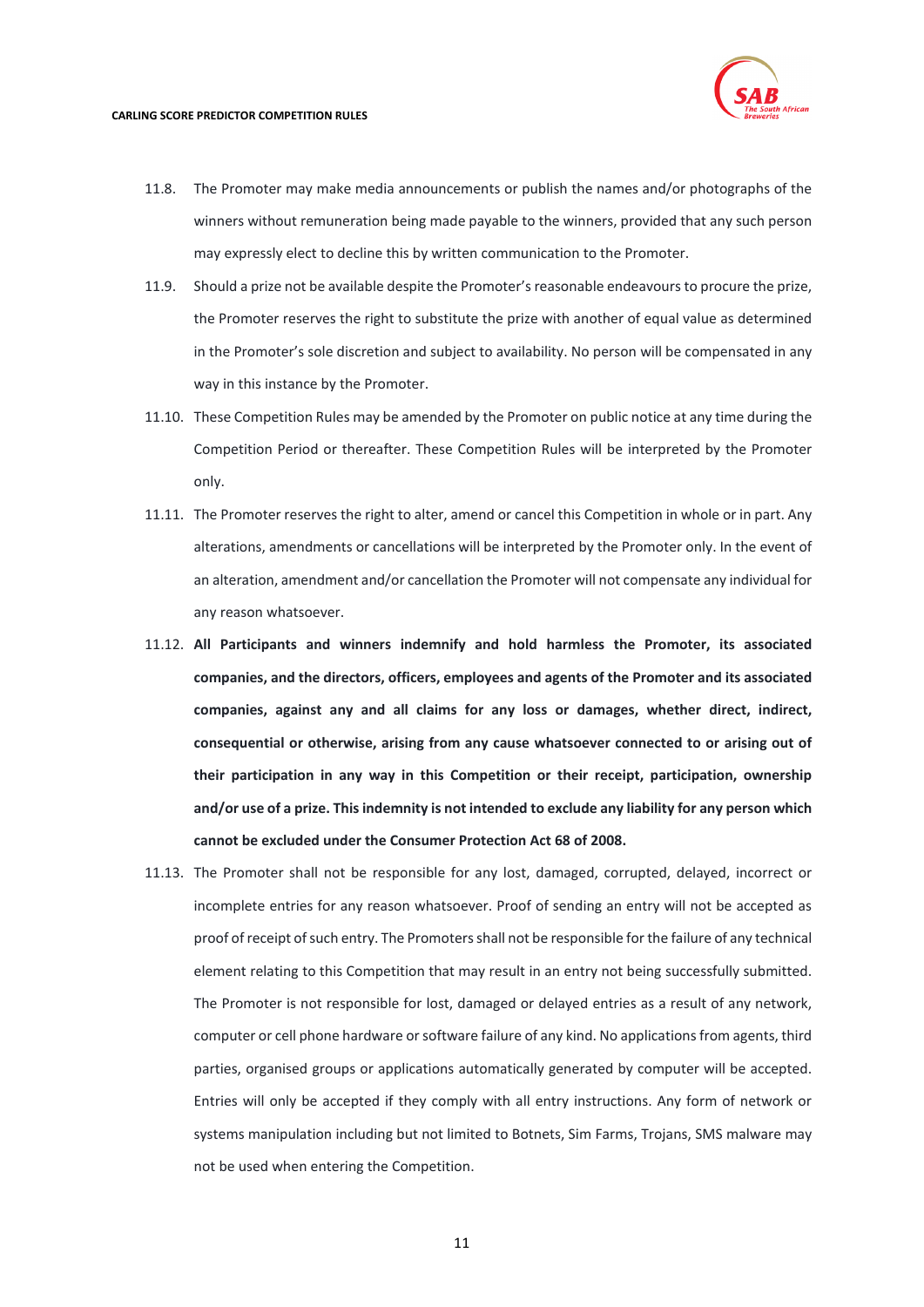11.8. The Promoter may make media announcements or publish the names and/or photographs of the winners without remuneration being made payable to the winners, provided that any such person may expressly elect to decline this by written communication to the Promoter.

11.9. Should a prize not be available despite the Promoter's reasonable endeavours to procure the prize, the Promoter reserves the right to substitute the prize with another of equal value as determined in the Promoter's sole discretion and subject to availability. No person will be compensated in any way in this instance by the Promoter.

11.10. These Competition Rules may be amended by the Promoter on public notice at any time during the Competition Period or thereafter. These Competition Rules will be interpreted by the Promoter only.

11.11. The Promoter reserves the right to alter, amend or cancel this Competition in whole or in part. Any alterations, amendments or cancellations will be interpreted by the Promoter only. In the event of an alteration, amendment and/or cancellation the Promoter will not compensate any individual for any reason whatsoever.

11.12. **All Participants and winners indemnify and hold harmless the Promoter, its associated companies, and the directors, officers, employees and agents of the Promoter and its associated companies, against any and all claims for any loss or damages, whether direct, indirect, consequential or otherwise, arising from any cause whatsoever connected to or arising out of their participation in any way in this Competition or their receipt, participation, ownership and/or use of a prize. This indemnity is not intended to exclude any liability for any person which cannot be excluded under the Consumer Protection Act 68 of 2008.**

11.13. The Promoter shall not be responsible for any lost, damaged, corrupted, delayed, incorrect or incomplete entries for any reason whatsoever. Proof of sending an entry will not be accepted as proof of receipt of such entry. The Promoters shall not be responsible for the failure of any technical element relating to this Competition that may result in an entry not being successfully submitted. The Promoter is not responsible for lost, damaged or delayed entries as a result of any network, computer or cell phone hardware or software failure of any kind. No applications from agents, third parties, organised groups or applications automatically generated by computer will be accepted. Entries will only be accepted if they comply with all entry instructions. Any form of network or systems manipulation including but not limited to Botnets, Sim Farms, Trojans, SMS malware may not be used when entering the Competition.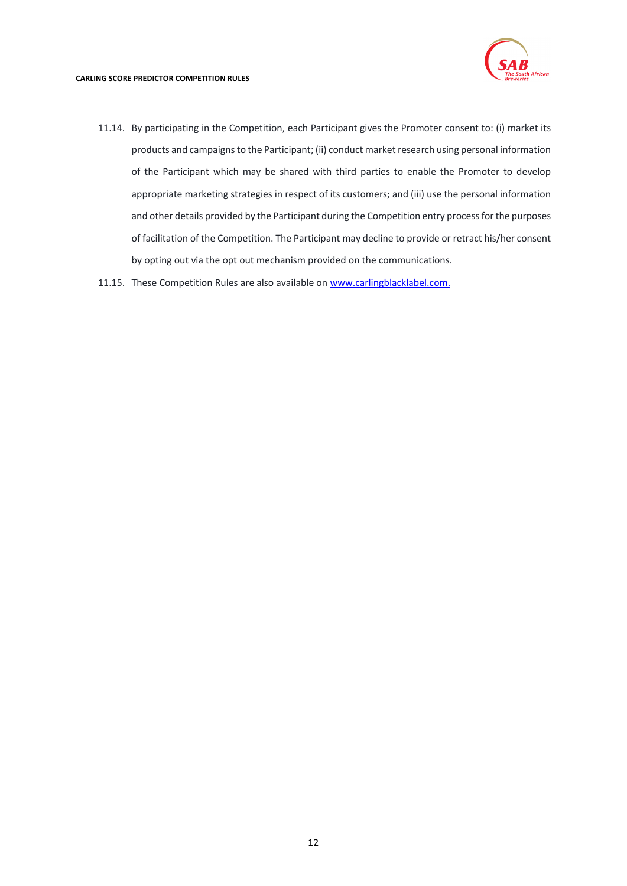11.14. By participating in the Competition, each Participant gives the Promoter consent to: (i) market its products and campaigns to the Participant; (ii) conduct market research using personal information of the Participant which may be shared with third parties to enable the Promoter to develop appropriate marketing strategies in respect of its customers; and (iii) use the personal information and other details provided by the Participant during the Competition entry process for the purposes of facilitation of the Competition. The Participant may decline to provide or retract his/her consent by opting out via the opt out mechanism provided on the communications.

11.15. These Competition Rules are also available on [www.carlingblacklabel.com.](http://www.carlingblacklabel.com)